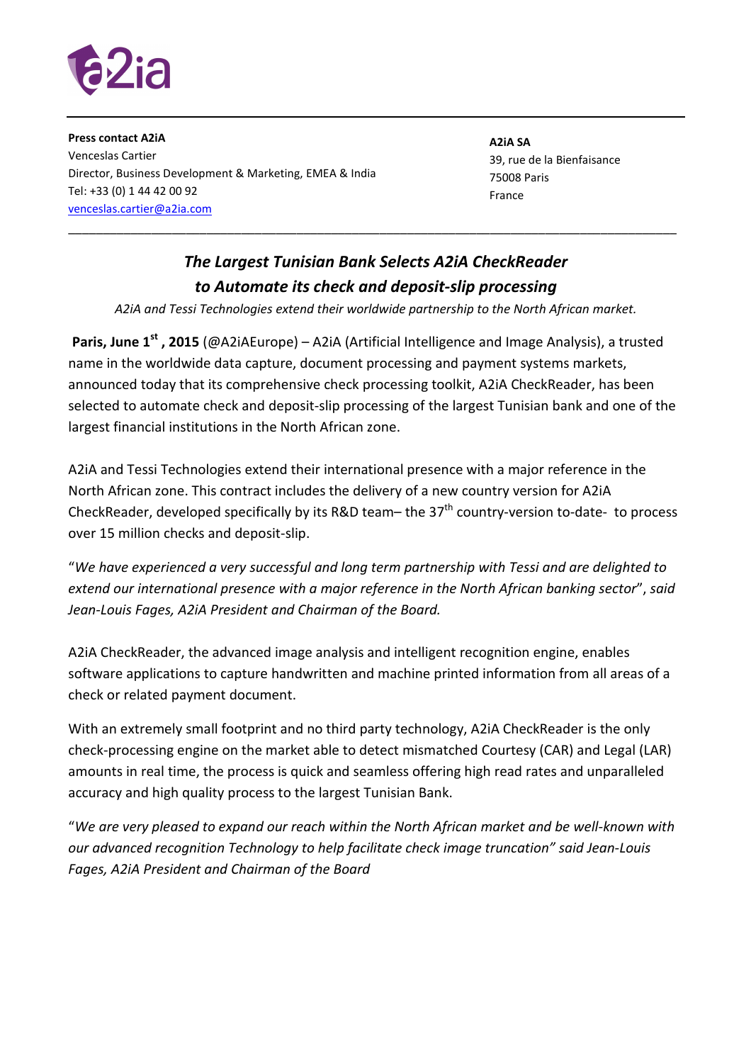**Press contact A2iA**
Venceslas Cartier
Director, Business Development & Marketing, EMEA & India
Tel: +33 (0) 1 44 42 00 92
venceslas.cartier@a2ia.com

**A2iA SA**
39, rue de la Bienfaisance
75008 Paris
France

---

## *The Largest Tunisian Bank Selects A2iA CheckReader to Automate its check and deposit-slip processing*

*A2iA and Tessi Technologies extend their worldwide partnership to the North African market.*

**Paris, June 1st , 2015** (@A2iAEurope) – A2iA (Artificial Intelligence and Image Analysis), a trusted name in the worldwide data capture, document processing and payment systems markets, announced today that its comprehensive check processing toolkit, A2iA CheckReader, has been selected to automate check and deposit-slip processing of the largest Tunisian bank and one of the largest financial institutions in the North African zone.

A2iA and Tessi Technologies extend their international presence with a major reference in the North African zone. This contract includes the delivery of a new country version for A2iA CheckReader, developed specifically by its R&D team– the 37th country-version to-date- to process over 15 million checks and deposit-slip.

"*We have experienced a very successful and long term partnership with Tessi and are delighted to extend our international presence with a major reference in the North African banking sector*", *said Jean-Louis Fages, A2iA President and Chairman of the Board.*

A2iA CheckReader, the advanced image analysis and intelligent recognition engine, enables software applications to capture handwritten and machine printed information from all areas of a check or related payment document.

With an extremely small footprint and no third party technology, A2iA CheckReader is the only check-processing engine on the market able to detect mismatched Courtesy (CAR) and Legal (LAR) amounts in real time, the process is quick and seamless offering high read rates and unparalleled accuracy and high quality process to the largest Tunisian Bank.

"*We are very pleased to expand our reach within the North African market and be well-known with our advanced recognition Technology to help facilitate check image truncation" said Jean-Louis Fages, A2iA President and Chairman of the Board*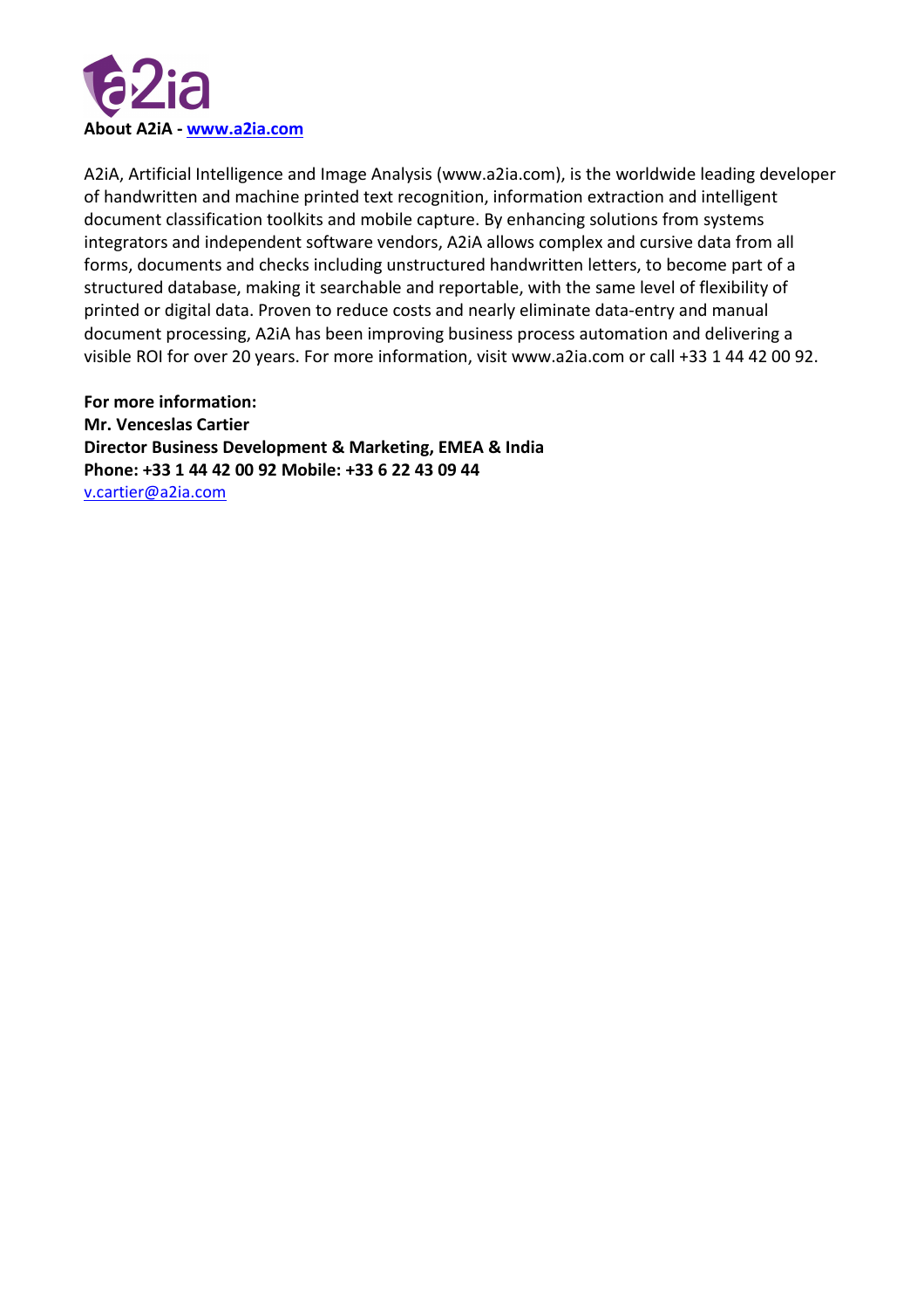**About A2iA - [www.a2ia.com](http://www.a2ia.com)**

A2iA, Artificial Intelligence and Image Analysis (www.a2ia.com), is the worldwide leading developer of handwritten and machine printed text recognition, information extraction and intelligent document classification toolkits and mobile capture. By enhancing solutions from systems integrators and independent software vendors, A2iA allows complex and cursive data from all forms, documents and checks including unstructured handwritten letters, to become part of a structured database, making it searchable and reportable, with the same level of flexibility of printed or digital data. Proven to reduce costs and nearly eliminate data-entry and manual document processing, A2iA has been improving business process automation and delivering a visible ROI for over 20 years. For more information, visit www.a2ia.com or call +33 1 44 42 00 92.

**For more information:**
**Mr. Venceslas Cartier**
**Director Business Development & Marketing, EMEA & India**
**Phone: +33 1 44 42 00 92 Mobile: +33 6 22 43 09 44**
[v.cartier@a2ia.com](mailto:v.cartier@a2ia.com)